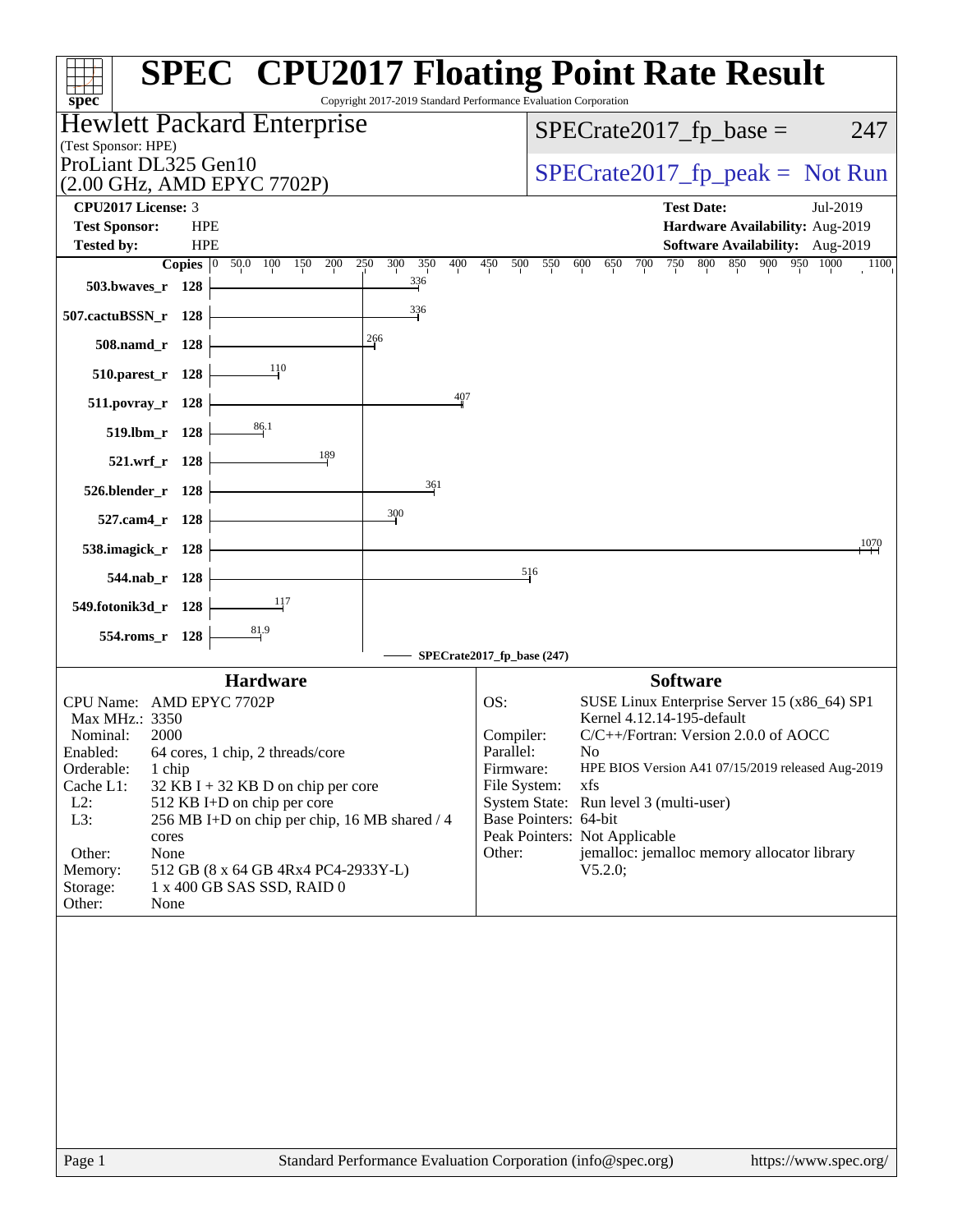# SPEC CPU2017 Floating Point Rate Result

Copyright 2017-2019 Standard Performance Evaluation Corporation

**Hewlett Packard Enterprise**
(Test Sponsor: HPE)

ProLiant DL325 Gen10
(2.00 GHz, AMD EPYC 7702P)

SPECrate2017_fp_base = 247

SPECrate2017_fp_peak = Not Run

**CPU2017 License:** 3
**Test Sponsor:** HPE
**Tested by:** HPE

**Test Date:** Jul-2019
**Hardware Availability:** Aug-2019
**Software Availability:** Aug-2019

| Benchmark | Copies | SPECrate2017_fp_base |
|---|---|---|
| 503.bwaves_r | 128 | 336 |
| 507.cactuBSSN_r | 128 | 336 |
| 508.namd_r | 128 | 266 |
| 510.parest_r | 128 | 110 |
| 511.povray_r | 128 | 407 |
| 519.lbm_r | 128 | 86.1 |
| 521.wrf_r | 128 | 189 |
| 526.blender_r | 128 | 361 |
| 527.cam4_r | 128 | 300 |
| 538.imagick_r | 128 | 1070 |
| 544.nab_r | 128 | 516 |
| 549.fotonik3d_r | 128 | 117 |
| 554.roms_r | 128 | 81.9 |

SPECrate2017_fp_base (247)

## Hardware

| | |
|---|---|
| CPU Name: | AMD EPYC 7702P |
| Max MHz.: | 3350 |
| Nominal: | 2000 |
| Enabled: | 64 cores, 1 chip, 2 threads/core |
| Orderable: | 1 chip |
| Cache L1: | 32 KB I + 32 KB D on chip per core |
| L2: | 512 KB I+D on chip per core |
| L3: | 256 MB I+D on chip per chip, 16 MB shared / 4 cores |
| Other: | None |
| Memory: | 512 GB (8 x 64 GB 4Rx4 PC4-2933Y-L) |
| Storage: | 1 x 400 GB SAS SSD, RAID 0 |
| Other: | None |

## Software

| | |
|---|---|
| OS: | SUSE Linux Enterprise Server 15 (x86_64) SP1 Kernel 4.12.14-195-default |
| Compiler: | C/C++/Fortran: Version 2.0.0 of AOCC |
| Parallel: | No |
| Firmware: | HPE BIOS Version A41 07/15/2019 released Aug-2019 |
| File System: | xfs |
| System State: | Run level 3 (multi-user) |
| Base Pointers: | 64-bit |
| Peak Pointers: | Not Applicable |
| Other: | jemalloc: jemalloc memory allocator library V5.2.0; |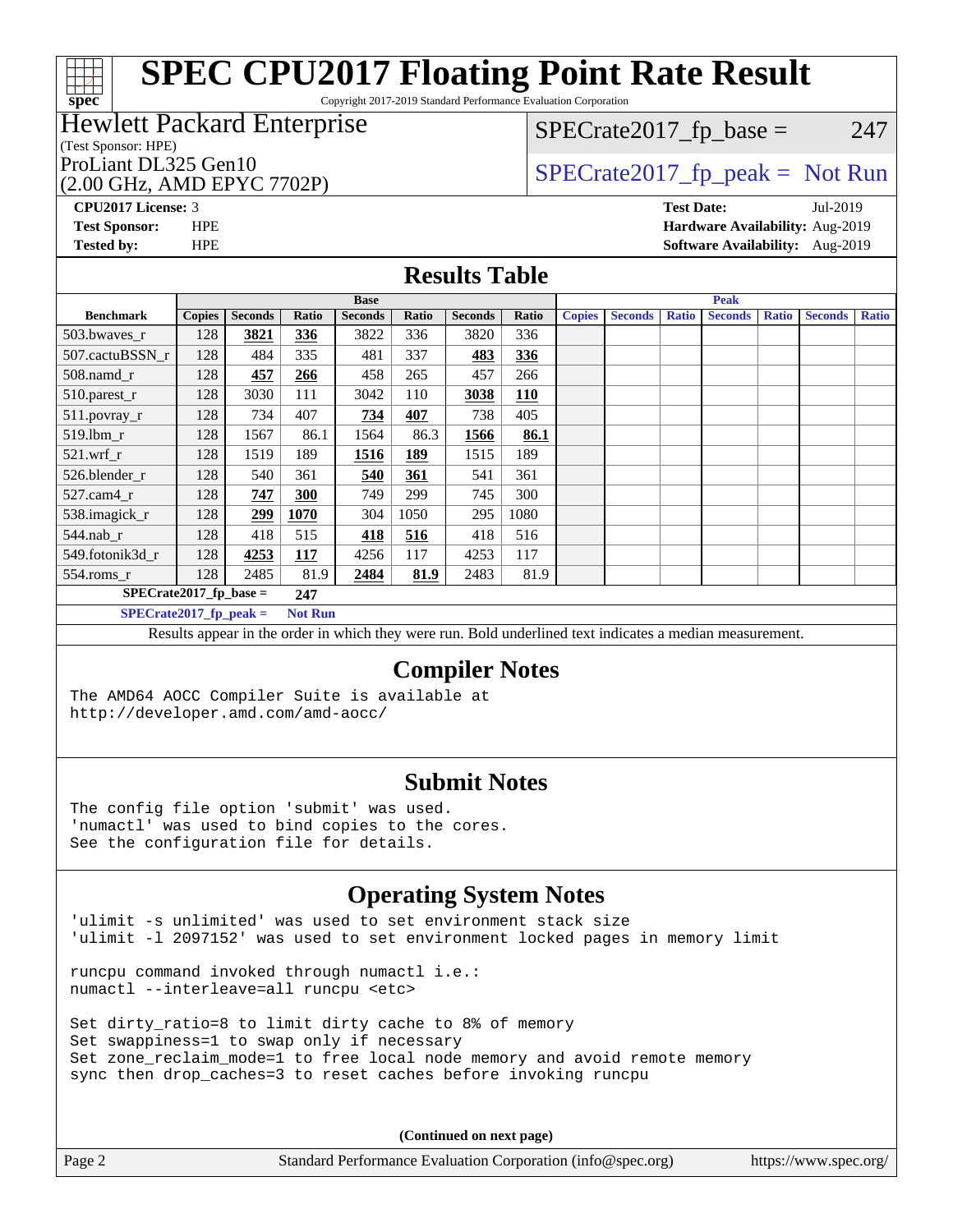# SPEC CPU2017 Floating Point Rate Result

Copyright 2017-2019 Standard Performance Evaluation Corporation

**Hewlett Packard Enterprise**
(Test Sponsor: HPE)

ProLiant DL325 Gen10
(2.00 GHz, AMD EPYC 7702P)

SPECrate2017_fp_base = 247

SPECrate2017_fp_peak = Not Run

**CPU2017 License:** 3
**Test Sponsor:** HPE
**Tested by:** HPE

**Test Date:** Jul-2019
**Hardware Availability:** Aug-2019
**Software Availability:** Aug-2019

## Results Table

| | Base | | | | | | | Peak | | | | | | |
|---|---|---|---|---|---|---|---|---|---|---|---|---|---|---|
| **Benchmark** | **Copies** | **Seconds** | **Ratio** | **Seconds** | **Ratio** | **Seconds** | **Ratio** | **Copies** | **Seconds** | **Ratio** | **Seconds** | **Ratio** | **Seconds** | **Ratio** |
| 503.bwaves_r | 128 | **3821** | **336** | 3822 | 336 | 3820 | 336 | | | | | | | |
| 507.cactuBSSN_r | 128 | 484 | 335 | 481 | 337 | **483** | **336** | | | | | | | |
| 508.namd_r | 128 | **457** | **266** | 458 | 265 | 457 | 266 | | | | | | | |
| 510.parest_r | 128 | 3030 | 111 | 3042 | 110 | **3038** | **110** | | | | | | | |
| 511.povray_r | 128 | 734 | 407 | **734** | **407** | 738 | 405 | | | | | | | |
| 519.lbm_r | 128 | 1567 | 86.1 | 1564 | 86.3 | **1566** | **86.1** | | | | | | | |
| 521.wrf_r | 128 | 1519 | 189 | **1516** | **189** | 1515 | 189 | | | | | | | |
| 526.blender_r | 128 | 540 | 361 | **540** | **361** | 541 | 361 | | | | | | | |
| 527.cam4_r | 128 | **747** | **300** | 749 | 299 | 745 | 300 | | | | | | | |
| 538.imagick_r | 128 | **299** | **1070** | 304 | 1050 | 295 | 1080 | | | | | | | |
| 544.nab_r | 128 | 418 | 515 | **418** | **516** | 418 | 516 | | | | | | | |
| 549.fotonik3d_r | 128 | **4253** | **117** | 4256 | 117 | 4253 | 117 | | | | | | | |
| 554.roms_r | 128 | 2485 | 81.9 | **2484** | **81.9** | 2483 | 81.9 | | | | | | | |

**SPECrate2017_fp_base = 247**

**SPECrate2017_fp_peak = Not Run**

Results appear in the order in which they were run. Bold underlined text indicates a median measurement.

## Compiler Notes

```
The AMD64 AOCC Compiler Suite is available at
http://developer.amd.com/amd-aocc/
```

## Submit Notes

```
The config file option 'submit' was used.
'numactl' was used to bind copies to the cores.
See the configuration file for details.
```

## Operating System Notes

```
'ulimit -s unlimited' was used to set environment stack size
'ulimit -l 2097152' was used to set environment locked pages in memory limit

runcpu command invoked through numactl i.e.:
numactl --interleave=all runcpu <etc>

Set dirty_ratio=8 to limit dirty cache to 8% of memory
Set swappiness=1 to swap only if necessary
Set zone_reclaim_mode=1 to free local node memory and avoid remote memory
sync then drop_caches=3 to reset caches before invoking runcpu
```

**(Continued on next page)**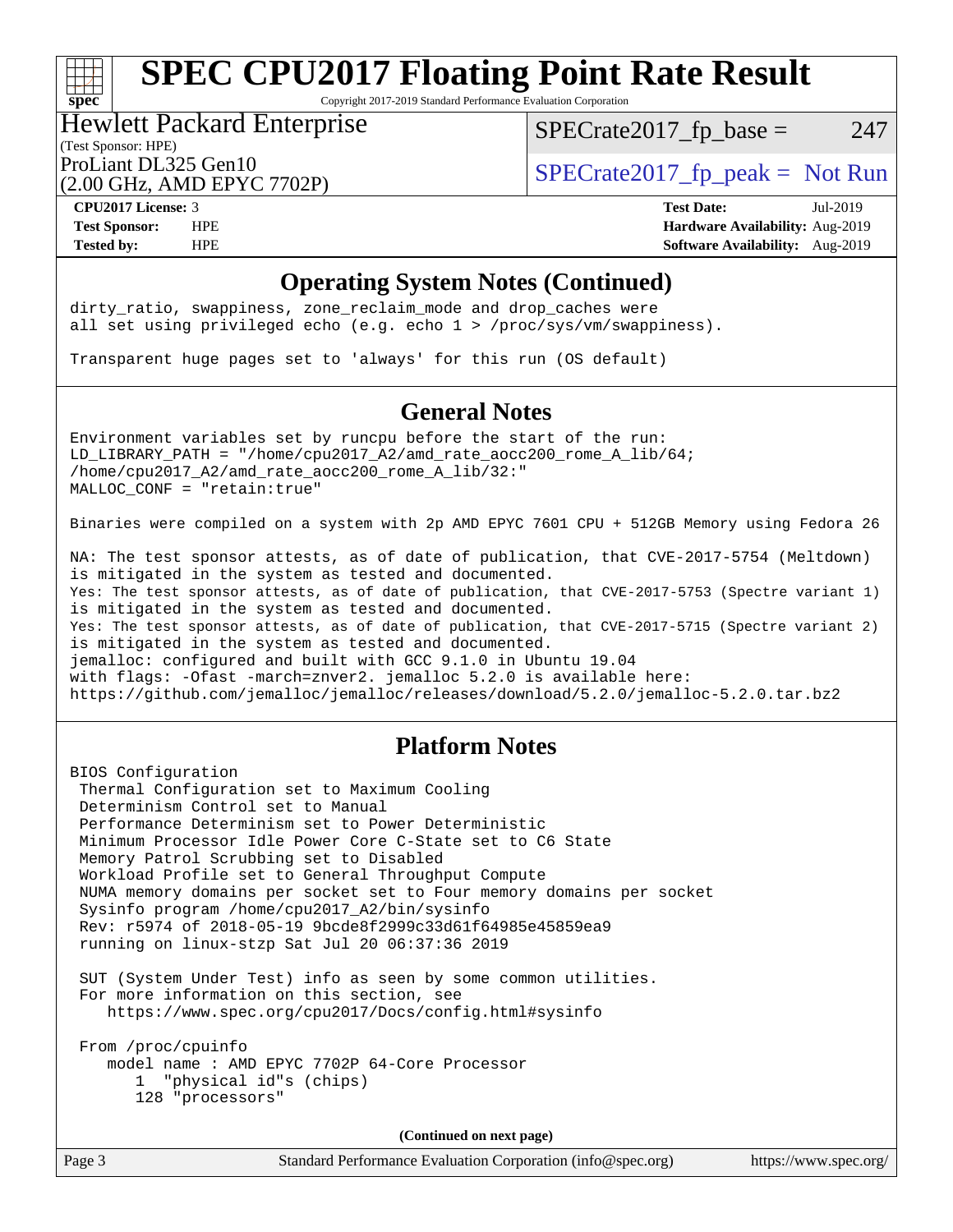## Operating System Notes (Continued)

```
dirty_ratio, swappiness, zone_reclaim_mode and drop_caches were
all set using privileged echo (e.g. echo 1 > /proc/sys/vm/swappiness).

Transparent huge pages set to 'always' for this run (OS default)
```

## General Notes

```
Environment variables set by runcpu before the start of the run:
LD_LIBRARY_PATH = "/home/cpu2017_A2/amd_rate_aocc200_rome_A_lib/64;
/home/cpu2017_A2/amd_rate_aocc200_rome_A_lib/32:"
MALLOC_CONF = "retain:true"

Binaries were compiled on a system with 2p AMD EPYC 7601 CPU + 512GB Memory using Fedora 26

NA: The test sponsor attests, as of date of publication, that CVE-2017-5754 (Meltdown)
is mitigated in the system as tested and documented.
Yes: The test sponsor attests, as of date of publication, that CVE-2017-5753 (Spectre variant 1)
is mitigated in the system as tested and documented.
Yes: The test sponsor attests, as of date of publication, that CVE-2017-5715 (Spectre variant 2)
is mitigated in the system as tested and documented.
jemalloc: configured and built with GCC 9.1.0 in Ubuntu 19.04
with flags: -Ofast -march=znver2. jemalloc 5.2.0 is available here:
https://github.com/jemalloc/jemalloc/releases/download/5.2.0/jemalloc-5.2.0.tar.bz2
```

## Platform Notes

```
BIOS Configuration
 Thermal Configuration set to Maximum Cooling
 Determinism Control set to Manual
 Performance Determinism set to Power Deterministic
 Minimum Processor Idle Power Core C-State set to C6 State
 Memory Patrol Scrubbing set to Disabled
 Workload Profile set to General Throughput Compute
 NUMA memory domains per socket set to Four memory domains per socket
 Sysinfo program /home/cpu2017_A2/bin/sysinfo
 Rev: r5974 of 2018-05-19 9bcde8f2999c33d61f64985e45859ea9
 running on linux-stzp Sat Jul 20 06:37:36 2019

 SUT (System Under Test) info as seen by some common utilities.
 For more information on this section, see
    https://www.spec.org/cpu2017/Docs/config.html#sysinfo

 From /proc/cpuinfo
    model name : AMD EPYC 7702P 64-Core Processor
       1  "physical id"s (chips)
       128 "processors"
```

(Continued on next page)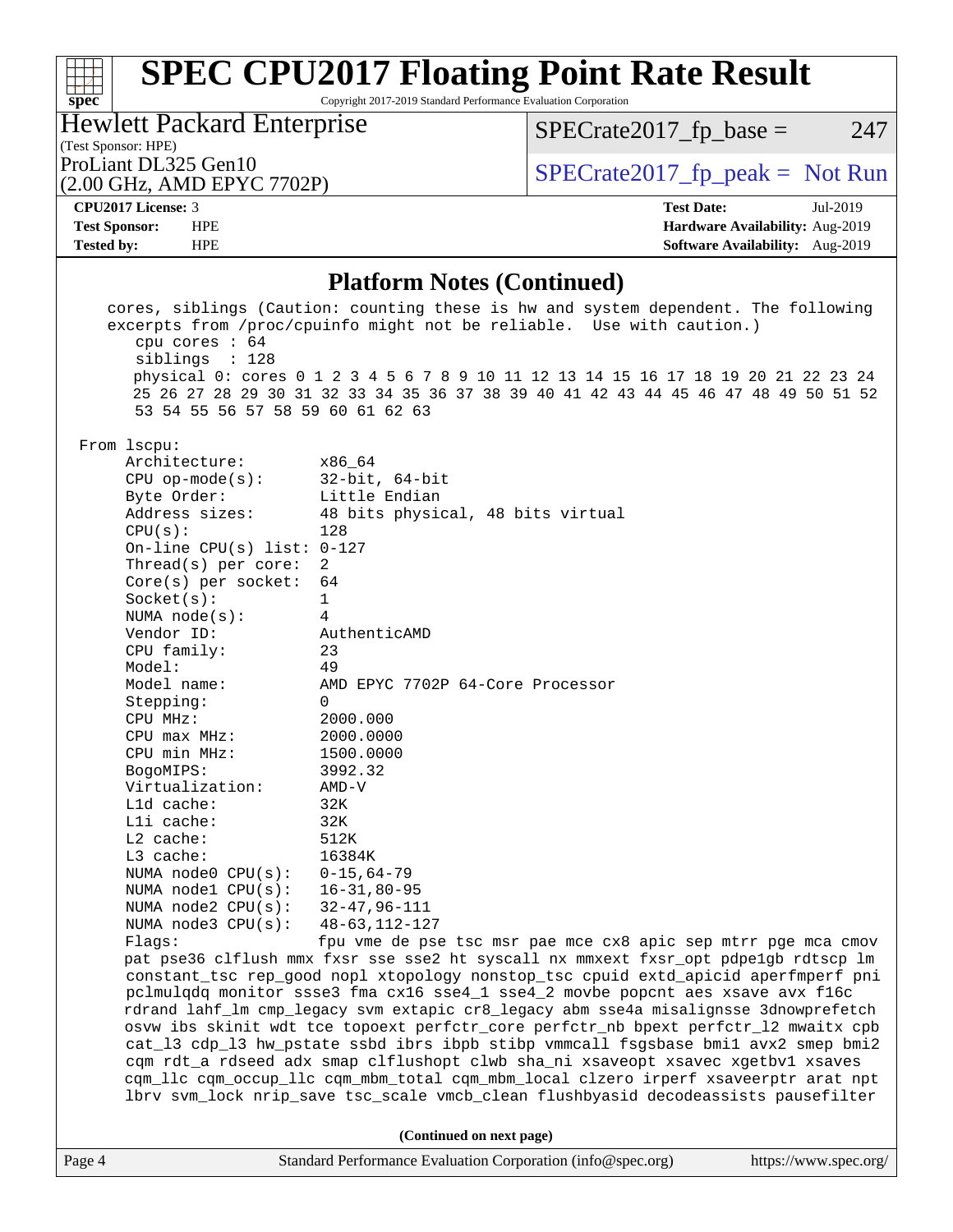## Platform Notes (Continued)

```
   cores, siblings (Caution: counting these is hw and system dependent. The following
   excerpts from /proc/cpuinfo might not be reliable.  Use with caution.)
      cpu cores : 64
      siblings  : 128
      physical 0: cores 0 1 2 3 4 5 6 7 8 9 10 11 12 13 14 15 16 17 18 19 20 21 22 23 24
      25 26 27 28 29 30 31 32 33 34 35 36 37 38 39 40 41 42 43 44 45 46 47 48 49 50 51 52
      53 54 55 56 57 58 59 60 61 62 63

 From lscpu:
      Architecture:          x86_64
      CPU op-mode(s):        32-bit, 64-bit
      Byte Order:            Little Endian
      Address sizes:         48 bits physical, 48 bits virtual
      CPU(s):                128
      On-line CPU(s) list: 0-127
      Thread(s) per core:  2
      Core(s) per socket:  64
      Socket(s):             1
      NUMA node(s):          4
      Vendor ID:             AuthenticAMD
      CPU family:            23
      Model:                 49
      Model name:            AMD EPYC 7702P 64-Core Processor
      Stepping:              0
      CPU MHz:               2000.000
      CPU max MHz:           2000.0000
      CPU min MHz:           1500.0000
      BogoMIPS:              3992.32
      Virtualization:        AMD-V
      L1d cache:             32K
      L1i cache:             32K
      L2 cache:              512K
      L3 cache:              16384K
      NUMA node0 CPU(s):   0-15,64-79
      NUMA node1 CPU(s):   16-31,80-95
      NUMA node2 CPU(s):   32-47,96-111
      NUMA node3 CPU(s):   48-63,112-127
      Flags:                 fpu vme de pse tsc msr pae mce cx8 apic sep mtrr pge mca cmov
      pat pse36 clflush mmx fxsr sse sse2 ht syscall nx mmxext fxsr_opt pdpe1gb rdtscp lm
      constant_tsc rep_good nopl xtopology nonstop_tsc cpuid extd_apicid aperfmperf pni
      pclmulqdq monitor ssse3 fma cx16 sse4_1 sse4_2 movbe popcnt aes xsave avx f16c
      rdrand lahf_lm cmp_legacy svm extapic cr8_legacy abm sse4a misalignsse 3dnowprefetch
      osvw ibs skinit wdt tce topoext perfctr_core perfctr_nb bpext perfctr_l2 mwaitx cpb
      cat_l3 cdp_l3 hw_pstate ssbd ibrs ibpb stibp vmmcall fsgsbase bmi1 avx2 smep bmi2
      cqm rdt_a rdseed adx smap clflushopt clwb sha_ni xsaveopt xsavec xgetbv1 xsaves
      cqm_llc cqm_occup_llc cqm_mbm_total cqm_mbm_local clzero irperf xsaveerptr arat npt
      lbrv svm_lock nrip_save tsc_scale vmcb_clean flushbyasid decodeassists pausefilter
```

(Continued on next page)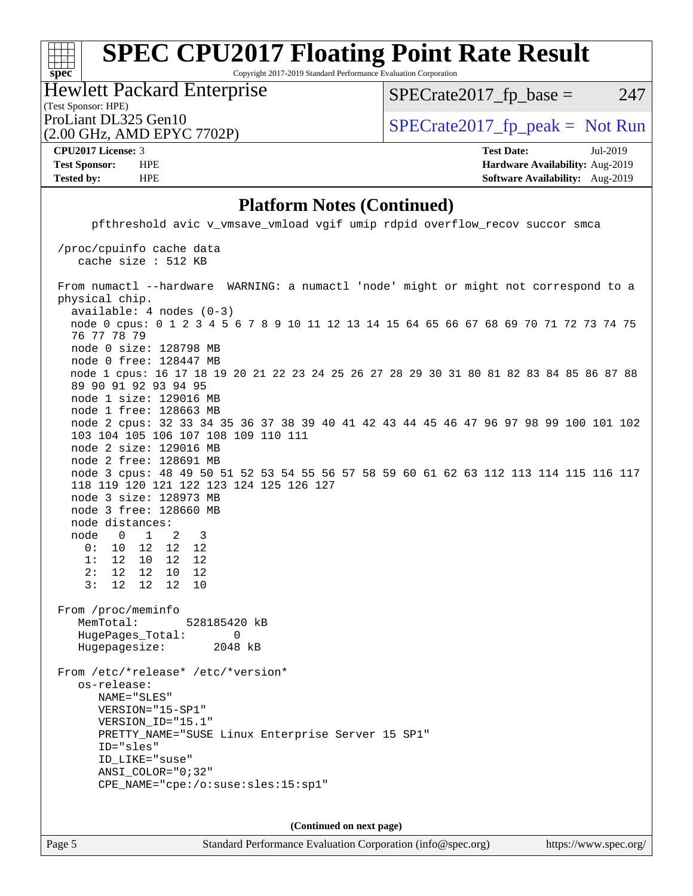## Platform Notes (Continued)

```
     pfthreshold avic v_vmsave_vmload vgif umip rdpid overflow_recov succor smca

 /proc/cpuinfo cache data
    cache size : 512 KB

 From numactl --hardware  WARNING: a numactl 'node' might or might not correspond to a
 physical chip.
   available: 4 nodes (0-3)
   node 0 cpus: 0 1 2 3 4 5 6 7 8 9 10 11 12 13 14 15 64 65 66 67 68 69 70 71 72 73 74 75
   76 77 78 79
   node 0 size: 128798 MB
   node 0 free: 128447 MB
   node 1 cpus: 16 17 18 19 20 21 22 23 24 25 26 27 28 29 30 31 80 81 82 83 84 85 86 87 88
   89 90 91 92 93 94 95
   node 1 size: 129016 MB
   node 1 free: 128663 MB
   node 2 cpus: 32 33 34 35 36 37 38 39 40 41 42 43 44 45 46 47 96 97 98 99 100 101 102
   103 104 105 106 107 108 109 110 111
   node 2 size: 129016 MB
   node 2 free: 128691 MB
   node 3 cpus: 48 49 50 51 52 53 54 55 56 57 58 59 60 61 62 63 112 113 114 115 116 117
   118 119 120 121 122 123 124 125 126 127
   node 3 size: 128973 MB
   node 3 free: 128660 MB
   node distances:
   node   0   1   2   3
     0:  10  12  12  12
     1:  12  10  12  12
     2:  12  12  10  12
     3:  12  12  12  10

 From /proc/meminfo
    MemTotal:       528185420 kB
    HugePages_Total:       0
    Hugepagesize:       2048 kB

 From /etc/*release* /etc/*version*
    os-release:
       NAME="SLES"
       VERSION="15-SP1"
       VERSION_ID="15.1"
       PRETTY_NAME="SUSE Linux Enterprise Server 15 SP1"
       ID="sles"
       ID_LIKE="suse"
       ANSI_COLOR="0;32"
       CPE_NAME="cpe:/o:suse:sles:15:sp1"
```

**(Continued on next page)**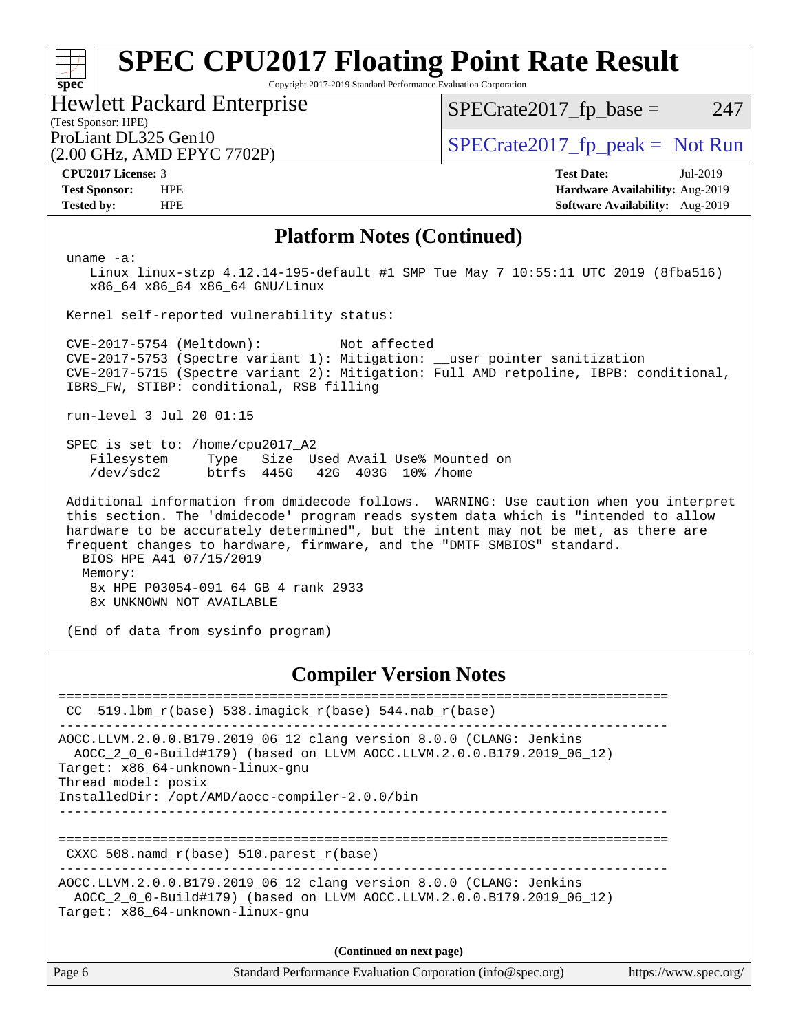## Platform Notes (Continued)

```
uname -a:
   Linux linux-stzp 4.12.14-195-default #1 SMP Tue May 7 10:55:11 UTC 2019 (8fba516)
   x86_64 x86_64 x86_64 GNU/Linux

Kernel self-reported vulnerability status:

CVE-2017-5754 (Meltdown):          Not affected
CVE-2017-5753 (Spectre variant 1): Mitigation: __user pointer sanitization
CVE-2017-5715 (Spectre variant 2): Mitigation: Full AMD retpoline, IBPB: conditional,
IBRS_FW, STIBP: conditional, RSB filling

run-level 3 Jul 20 01:15

SPEC is set to: /home/cpu2017_A2
   Filesystem     Type   Size  Used Avail Use% Mounted on
   /dev/sdc2      btrfs  445G   42G  403G  10% /home

Additional information from dmidecode follows.  WARNING: Use caution when you interpret
this section. The 'dmidecode' program reads system data which is "intended to allow
hardware to be accurately determined", but the intent may not be met, as there are
frequent changes to hardware, firmware, and the "DMTF SMBIOS" standard.
  BIOS HPE A41 07/15/2019
  Memory:
    8x HPE P03054-091 64 GB 4 rank 2933
    8x UNKNOWN NOT AVAILABLE

(End of data from sysinfo program)
```

## Compiler Version Notes

```
==============================================================================
 CC  519.lbm_r(base) 538.imagick_r(base) 544.nab_r(base)
------------------------------------------------------------------------------
AOCC.LLVM.2.0.0.B179.2019_06_12 clang version 8.0.0 (CLANG: Jenkins
  AOCC_2_0_0-Build#179) (based on LLVM AOCC.LLVM.2.0.0.B179.2019_06_12)
Target: x86_64-unknown-linux-gnu
Thread model: posix
InstalledDir: /opt/AMD/aocc-compiler-2.0.0/bin
------------------------------------------------------------------------------

==============================================================================
 CXXC 508.namd_r(base) 510.parest_r(base)
------------------------------------------------------------------------------
AOCC.LLVM.2.0.0.B179.2019_06_12 clang version 8.0.0 (CLANG: Jenkins
  AOCC_2_0_0-Build#179) (based on LLVM AOCC.LLVM.2.0.0.B179.2019_06_12)
Target: x86_64-unknown-linux-gnu
```

(Continued on next page)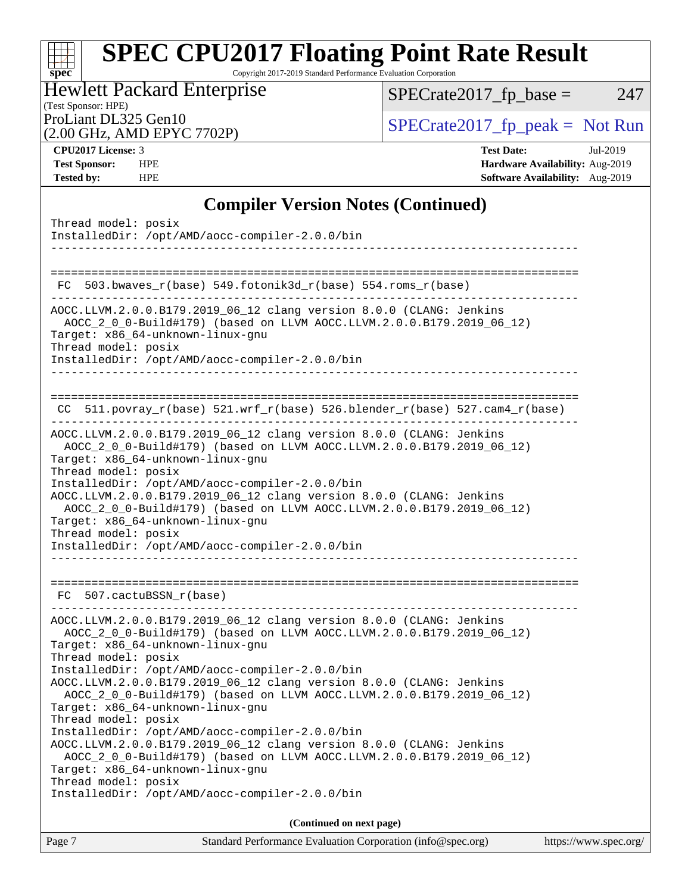## Compiler Version Notes (Continued)

```
Thread model: posix
InstalledDir: /opt/AMD/aocc-compiler-2.0.0/bin
------------------------------------------------------------------------------

==============================================================================
 FC  503.bwaves_r(base) 549.fotonik3d_r(base) 554.roms_r(base)
------------------------------------------------------------------------------
AOCC.LLVM.2.0.0.B179.2019_06_12 clang version 8.0.0 (CLANG: Jenkins
  AOCC_2_0_0-Build#179) (based on LLVM AOCC.LLVM.2.0.0.B179.2019_06_12)
Target: x86_64-unknown-linux-gnu
Thread model: posix
InstalledDir: /opt/AMD/aocc-compiler-2.0.0/bin
------------------------------------------------------------------------------

==============================================================================
 CC  511.povray_r(base) 521.wrf_r(base) 526.blender_r(base) 527.cam4_r(base)
------------------------------------------------------------------------------
AOCC.LLVM.2.0.0.B179.2019_06_12 clang version 8.0.0 (CLANG: Jenkins
  AOCC_2_0_0-Build#179) (based on LLVM AOCC.LLVM.2.0.0.B179.2019_06_12)
Target: x86_64-unknown-linux-gnu
Thread model: posix
InstalledDir: /opt/AMD/aocc-compiler-2.0.0/bin
AOCC.LLVM.2.0.0.B179.2019_06_12 clang version 8.0.0 (CLANG: Jenkins
  AOCC_2_0_0-Build#179) (based on LLVM AOCC.LLVM.2.0.0.B179.2019_06_12)
Target: x86_64-unknown-linux-gnu
Thread model: posix
InstalledDir: /opt/AMD/aocc-compiler-2.0.0/bin
------------------------------------------------------------------------------

==============================================================================
 FC  507.cactuBSSN_r(base)
------------------------------------------------------------------------------
AOCC.LLVM.2.0.0.B179.2019_06_12 clang version 8.0.0 (CLANG: Jenkins
  AOCC_2_0_0-Build#179) (based on LLVM AOCC.LLVM.2.0.0.B179.2019_06_12)
Target: x86_64-unknown-linux-gnu
Thread model: posix
InstalledDir: /opt/AMD/aocc-compiler-2.0.0/bin
AOCC.LLVM.2.0.0.B179.2019_06_12 clang version 8.0.0 (CLANG: Jenkins
  AOCC_2_0_0-Build#179) (based on LLVM AOCC.LLVM.2.0.0.B179.2019_06_12)
Target: x86_64-unknown-linux-gnu
Thread model: posix
InstalledDir: /opt/AMD/aocc-compiler-2.0.0/bin
AOCC.LLVM.2.0.0.B179.2019_06_12 clang version 8.0.0 (CLANG: Jenkins
  AOCC_2_0_0-Build#179) (based on LLVM AOCC.LLVM.2.0.0.B179.2019_06_12)
Target: x86_64-unknown-linux-gnu
Thread model: posix
InstalledDir: /opt/AMD/aocc-compiler-2.0.0/bin
```

**(Continued on next page)**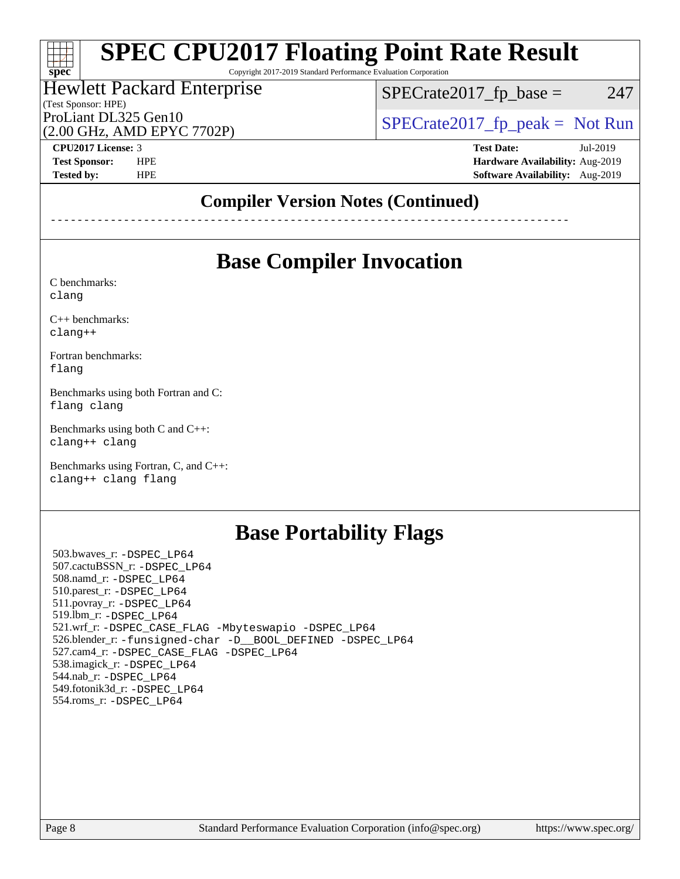## Compiler Version Notes (Continued)

```
------------------------------------------------------------------------------
```

## Base Compiler Invocation

C benchmarks:
```
clang
```

C++ benchmarks:
```
clang++
```

Fortran benchmarks:
```
flang
```

Benchmarks using both Fortran and C:
```
flang clang
```

Benchmarks using both C and C++:
```
clang++ clang
```

Benchmarks using Fortran, C, and C++:
```
clang++ clang flang
```

## Base Portability Flags

503.bwaves_r: `-DSPEC_LP64`
507.cactuBSSN_r: `-DSPEC_LP64`
508.namd_r: `-DSPEC_LP64`
510.parest_r: `-DSPEC_LP64`
511.povray_r: `-DSPEC_LP64`
519.lbm_r: `-DSPEC_LP64`
521.wrf_r: `-DSPEC_CASE_FLAG -Mbyteswapio -DSPEC_LP64`
526.blender_r: `-funsigned-char -D__BOOL_DEFINED -DSPEC_LP64`
527.cam4_r: `-DSPEC_CASE_FLAG -DSPEC_LP64`
538.imagick_r: `-DSPEC_LP64`
544.nab_r: `-DSPEC_LP64`
549.fotonik3d_r: `-DSPEC_LP64`
554.roms_r: `-DSPEC_LP64`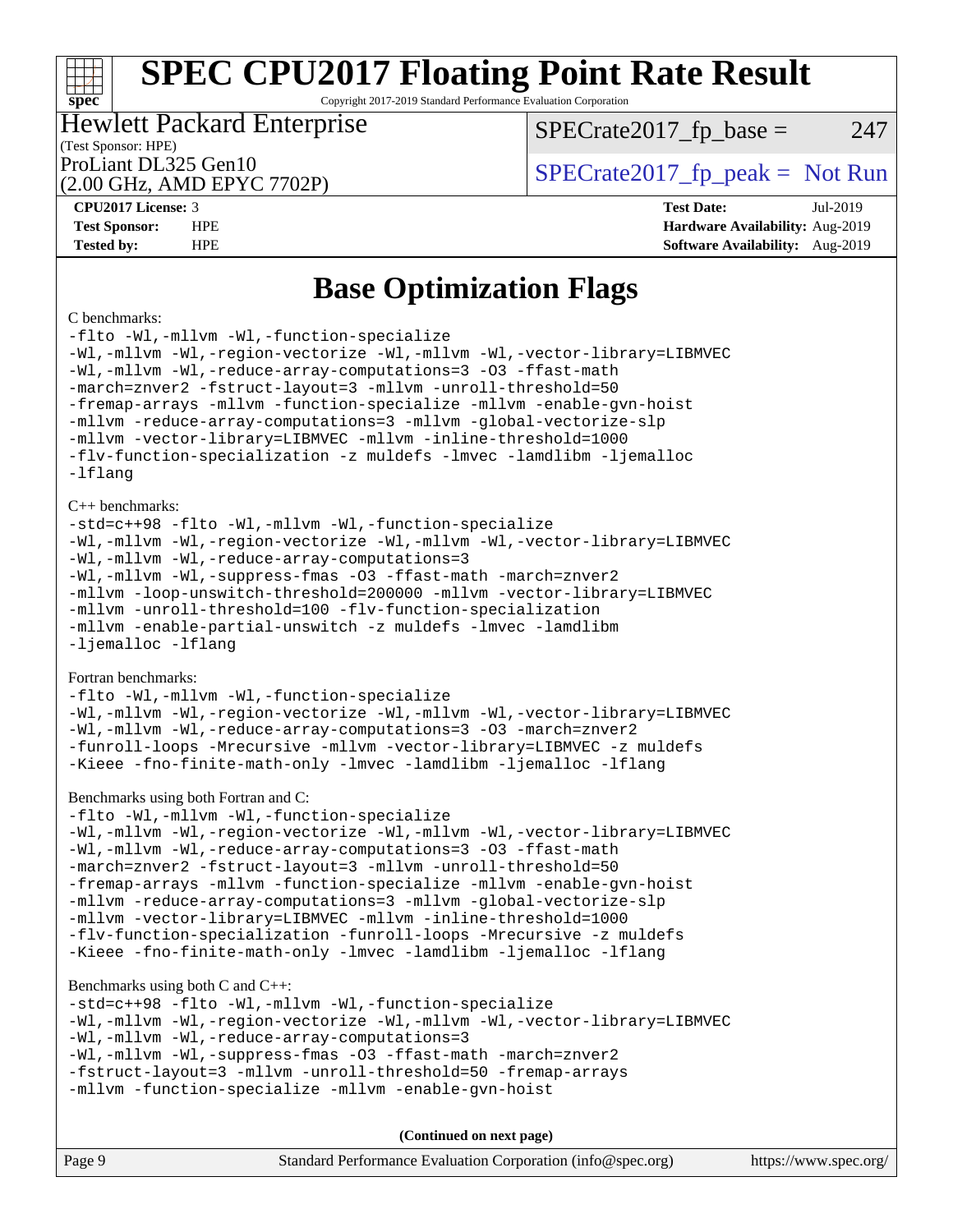# SPEC CPU2017 Floating Point Rate Result

Copyright 2017-2019 Standard Performance Evaluation Corporation

**Hewlett Packard Enterprise**
(Test Sponsor: HPE)

ProLiant DL325 Gen10
(2.00 GHz, AMD EPYC 7702P)

SPECrate2017_fp_base = 247

SPECrate2017_fp_peak = Not Run

| | | | |
|---|---|---|---|
| **CPU2017 License:** | 3 | **Test Date:** | Jul-2019 |
| **Test Sponsor:** | HPE | **Hardware Availability:** | Aug-2019 |
| **Tested by:** | HPE | **Software Availability:** | Aug-2019 |

## Base Optimization Flags

C benchmarks:

```
-flto -Wl,-mllvm -Wl,-function-specialize
-Wl,-mllvm -Wl,-region-vectorize -Wl,-mllvm -Wl,-vector-library=LIBMVEC
-Wl,-mllvm -Wl,-reduce-array-computations=3 -O3 -ffast-math
-march=znver2 -fstruct-layout=3 -mllvm -unroll-threshold=50
-fremap-arrays -mllvm -function-specialize -mllvm -enable-gvn-hoist
-mllvm -reduce-array-computations=3 -mllvm -global-vectorize-slp
-mllvm -vector-library=LIBMVEC -mllvm -inline-threshold=1000
-flv-function-specialization -z muldefs -lmvec -lamdlibm -ljemalloc
-lflang
```

C++ benchmarks:

```
-std=c++98 -flto -Wl,-mllvm -Wl,-function-specialize
-Wl,-mllvm -Wl,-region-vectorize -Wl,-mllvm -Wl,-vector-library=LIBMVEC
-Wl,-mllvm -Wl,-reduce-array-computations=3
-Wl,-mllvm -Wl,-suppress-fmas -O3 -ffast-math -march=znver2
-mllvm -loop-unswitch-threshold=200000 -mllvm -vector-library=LIBMVEC
-mllvm -unroll-threshold=100 -flv-function-specialization
-mllvm -enable-partial-unswitch -z muldefs -lmvec -lamdlibm
-ljemalloc -lflang
```

Fortran benchmarks:

```
-flto -Wl,-mllvm -Wl,-function-specialize
-Wl,-mllvm -Wl,-region-vectorize -Wl,-mllvm -Wl,-vector-library=LIBMVEC
-Wl,-mllvm -Wl,-reduce-array-computations=3 -O3 -march=znver2
-funroll-loops -Mrecursive -mllvm -vector-library=LIBMVEC -z muldefs
-Kieee -fno-finite-math-only -lmvec -lamdlibm -ljemalloc -lflang
```

Benchmarks using both Fortran and C:

```
-flto -Wl,-mllvm -Wl,-function-specialize
-Wl,-mllvm -Wl,-region-vectorize -Wl,-mllvm -Wl,-vector-library=LIBMVEC
-Wl,-mllvm -Wl,-reduce-array-computations=3 -O3 -ffast-math
-march=znver2 -fstruct-layout=3 -mllvm -unroll-threshold=50
-fremap-arrays -mllvm -function-specialize -mllvm -enable-gvn-hoist
-mllvm -reduce-array-computations=3 -mllvm -global-vectorize-slp
-mllvm -vector-library=LIBMVEC -mllvm -inline-threshold=1000
-flv-function-specialization -funroll-loops -Mrecursive -z muldefs
-Kieee -fno-finite-math-only -lmvec -lamdlibm -ljemalloc -lflang
```

Benchmarks using both C and C++:

```
-std=c++98 -flto -Wl,-mllvm -Wl,-function-specialize
-Wl,-mllvm -Wl,-region-vectorize -Wl,-mllvm -Wl,-vector-library=LIBMVEC
-Wl,-mllvm -Wl,-reduce-array-computations=3
-Wl,-mllvm -Wl,-suppress-fmas -O3 -ffast-math -march=znver2
-fstruct-layout=3 -mllvm -unroll-threshold=50 -fremap-arrays
-mllvm -function-specialize -mllvm -enable-gvn-hoist
```

**(Continued on next page)**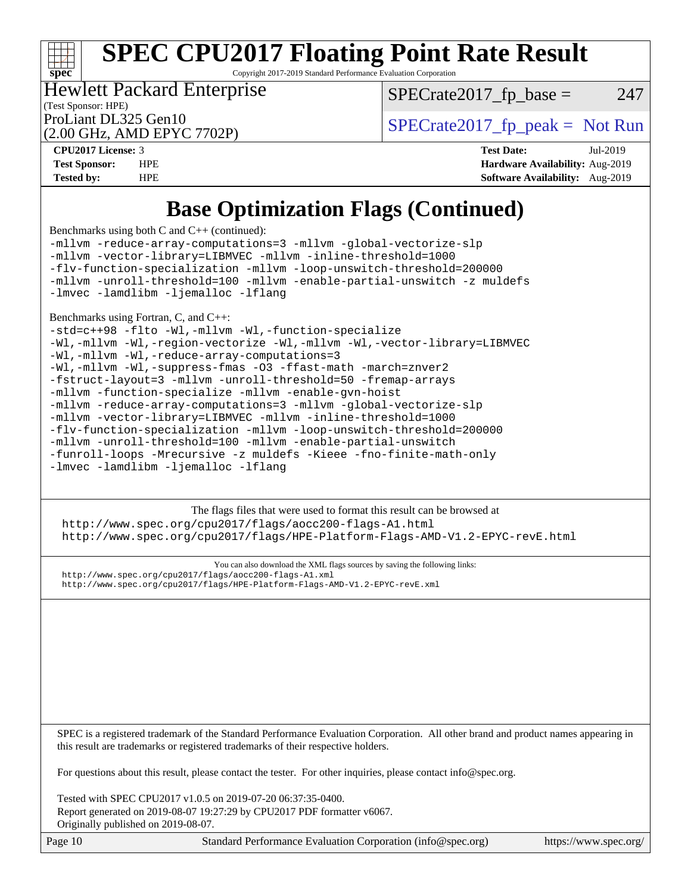# SPEC CPU2017 Floating Point Rate Result

Copyright 2017-2019 Standard Performance Evaluation Corporation

**Hewlett Packard Enterprise**
(Test Sponsor: HPE)
ProLiant DL325 Gen10
(2.00 GHz, AMD EPYC 7702P)

SPECrate2017_fp_base = 247

SPECrate2017_fp_peak = Not Run

| | | | |
|---|---|---|---|
| **CPU2017 License:** | 3 | **Test Date:** | Jul-2019 |
| **Test Sponsor:** | HPE | **Hardware Availability:** | Aug-2019 |
| **Tested by:** | HPE | **Software Availability:** | Aug-2019 |

## Base Optimization Flags (Continued)

Benchmarks using both C and C++ (continued):

```
-mllvm -reduce-array-computations=3 -mllvm -global-vectorize-slp
-mllvm -vector-library=LIBMVEC -mllvm -inline-threshold=1000
-flv-function-specialization -mllvm -loop-unswitch-threshold=200000
-mllvm -unroll-threshold=100 -mllvm -enable-partial-unswitch -z muldefs
-lmvec -lamdlibm -ljemalloc -lflang
```

Benchmarks using Fortran, C, and C++:

```
-std=c++98 -flto -Wl,-mllvm -Wl,-function-specialize
-Wl,-mllvm -Wl,-region-vectorize -Wl,-mllvm -Wl,-vector-library=LIBMVEC
-Wl,-mllvm -Wl,-reduce-array-computations=3
-Wl,-mllvm -Wl,-suppress-fmas -O3 -ffast-math -march=znver2
-fstruct-layout=3 -mllvm -unroll-threshold=50 -fremap-arrays
-mllvm -function-specialize -mllvm -enable-gvn-hoist
-mllvm -reduce-array-computations=3 -mllvm -global-vectorize-slp
-mllvm -vector-library=LIBMVEC -mllvm -inline-threshold=1000
-flv-function-specialization -mllvm -loop-unswitch-threshold=200000
-mllvm -unroll-threshold=100 -mllvm -enable-partial-unswitch
-funroll-loops -Mrecursive -z muldefs -Kieee -fno-finite-math-only
-lmvec -lamdlibm -ljemalloc -lflang
```

The flags files that were used to format this result can be browsed at
http://www.spec.org/cpu2017/flags/aocc200-flags-A1.html
http://www.spec.org/cpu2017/flags/HPE-Platform-Flags-AMD-V1.2-EPYC-revE.html

You can also download the XML flags sources by saving the following links:
http://www.spec.org/cpu2017/flags/aocc200-flags-A1.xml
http://www.spec.org/cpu2017/flags/HPE-Platform-Flags-AMD-V1.2-EPYC-revE.xml

SPEC is a registered trademark of the Standard Performance Evaluation Corporation. All other brand and product names appearing in this result are trademarks or registered trademarks of their respective holders.

For questions about this result, please contact the tester. For other inquiries, please contact info@spec.org.

Tested with SPEC CPU2017 v1.0.5 on 2019-07-20 06:37:35-0400.
Report generated on 2019-08-07 19:27:29 by CPU2017 PDF formatter v6067.
Originally published on 2019-08-07.